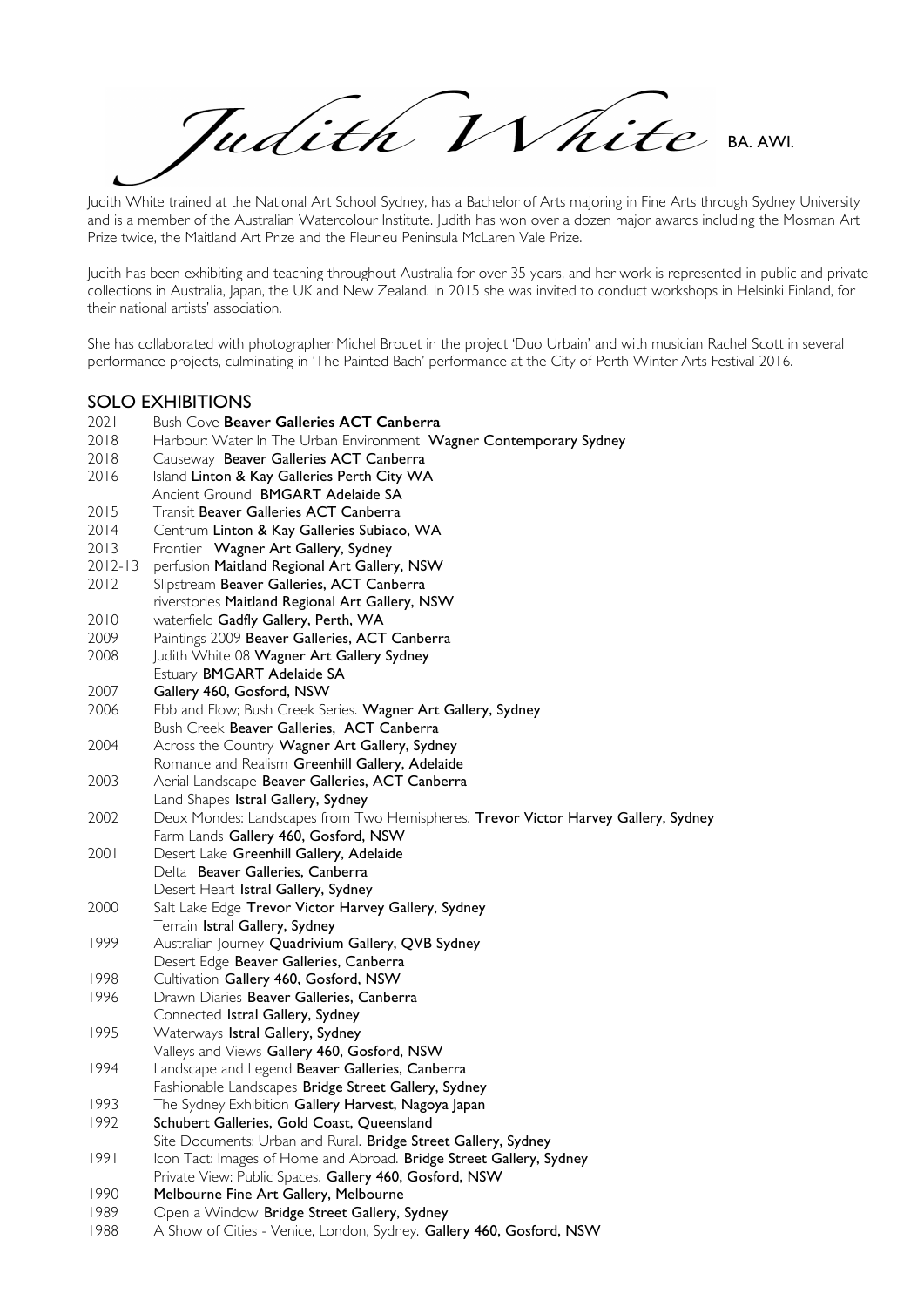# Judith White BA. AWI.

Judith White trained at the National Art School Sydney, has a Bachelor of Arts majoring in Fine Arts through Sydney University and is a member of the Australian Watercolour Institute. Judith has won over a dozen major awards including the Mosman Art Prize twice, the Maitland Art Prize and the Fleurieu Peninsula McLaren Vale Prize.

Judith has been exhibiting and teaching throughout Australia for over 35 years, and her work is represented in public and private collections in Australia, Japan, the UK and New Zealand. In 2015 she was invited to conduct workshops in Helsinki Finland, for their national artists' association.

She has collaborated with photographer Michel Brouet in the project 'Duo Urbain' and with musician Rachel Scott in several performance projects, culminating in 'The Painted Bach' performance at the City of Perth Winter Arts Festival 2016.

## SOLO EXHIBITIONS

2021 Bush Cove **Beaver Galleries ACT Canberra**
2018 Harbour: Water In The Urban Environment **Wagner Contemporary Sydney**
2018 Causeway **Beaver Galleries ACT Canberra**
2016 Island **Linton & Kay Galleries Perth City WA**
Ancient Ground **BMGART Adelaide SA**
2015 Transit **Beaver Galleries ACT Canberra**
2014 Centrum **Linton & Kay Galleries Subiaco, WA**
2013 Frontier **Wagner Art Gallery, Sydney**
2012-13 perfusion **Maitland Regional Art Gallery, NSW**
2012 Slipstream **Beaver Galleries, ACT Canberra**
riverstories **Maitland Regional Art Gallery, NSW**
2010 waterfield **Gadfly Gallery, Perth, WA**
2009 Paintings 2009 **Beaver Galleries, ACT Canberra**
2008 Judith White 08 **Wagner Art Gallery Sydney**
Estuary **BMGART Adelaide SA**
2007 **Gallery 460, Gosford, NSW**
2006 Ebb and Flow; Bush Creek Series. **Wagner Art Gallery, Sydney**
Bush Creek **Beaver Galleries, ACT Canberra**
2004 Across the Country **Wagner Art Gallery, Sydney**
Romance and Realism **Greenhill Gallery, Adelaide**
2003 Aerial Landscape **Beaver Galleries, ACT Canberra**
Land Shapes **Istral Gallery, Sydney**
2002 Deux Mondes: Landscapes from Two Hemispheres. **Trevor Victor Harvey Gallery, Sydney**
Farm Lands **Gallery 460, Gosford, NSW**
2001 Desert Lake **Greenhill Gallery, Adelaide**
Delta **Beaver Galleries, Canberra**
Desert Heart **Istral Gallery, Sydney**
2000 Salt Lake Edge **Trevor Victor Harvey Gallery, Sydney**
Terrain **Istral Gallery, Sydney**
1999 Australian Journey **Quadrivium Gallery, QVB Sydney**
Desert Edge **Beaver Galleries, Canberra**
1998 Cultivation **Gallery 460, Gosford, NSW**
1996 Drawn Diaries **Beaver Galleries, Canberra**
Connected **Istral Gallery, Sydney**
1995 Waterways **Istral Gallery, Sydney**
Valleys and Views **Gallery 460, Gosford, NSW**
1994 Landscape and Legend **Beaver Galleries, Canberra**
Fashionable Landscapes **Bridge Street Gallery, Sydney**
1993 The Sydney Exhibition **Gallery Harvest, Nagoya Japan**
1992 **Schubert Galleries, Gold Coast, Queensland**
Site Documents: Urban and Rural. **Bridge Street Gallery, Sydney**
1991 Icon Tact: Images of Home and Abroad. **Bridge Street Gallery, Sydney**
Private View: Public Spaces. **Gallery 460, Gosford, NSW**
1990 **Melbourne Fine Art Gallery, Melbourne**
1989 Open a Window **Bridge Street Gallery, Sydney**
1988 A Show of Cities - Venice, London, Sydney. **Gallery 460, Gosford, NSW**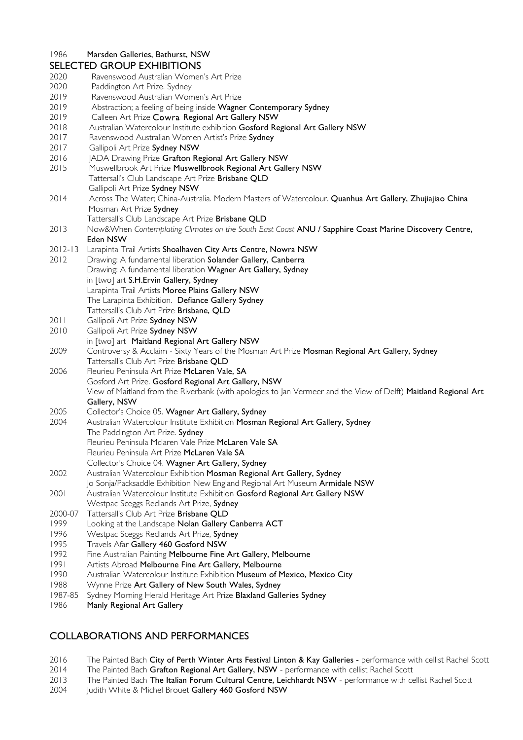1986 **Marsden Galleries, Bathurst, NSW**

## SELECTED GROUP EXHIBITIONS

2020 Ravenswood Australian Women's Art Prize
2020 Paddington Art Prize. Sydney
2019 Ravenswood Australian Women's Art Prize
2019 Abstraction; a feeling of being inside **Wagner Contemporary Sydney**
2019 Calleen Art Prize **Cowra Regional Art Gallery NSW**
2018 Australian Watercolour Institute exhibition **Gosford Regional Art Gallery NSW**
2017 Ravenswood Australian Women Artist's Prize **Sydney**
2017 Gallipoli Art Prize **Sydney NSW**
2016 JADA Drawing Prize **Grafton Regional Art Gallery NSW**
2015 Muswellbrook Art Prize **Muswellbrook Regional Art Gallery NSW**
Tattersall's Club Landscape Art Prize **Brisbane QLD**
Gallipoli Art Prize **Sydney NSW**
2014 Across The Water; China-Australia. Modern Masters of Watercolour. **Quanhua Art Gallery, Zhujiajiao China**
Mosman Art Prize **Sydney**
Tattersall's Club Landscape Art Prize **Brisbane QLD**
2013 Now&When *Contemplating Climates on the South East Coast* **ANU / Sapphire Coast Marine Discovery Centre, Eden NSW**
2012-13 Larapinta Trail Artists **Shoalhaven City Arts Centre, Nowra NSW**
2012 Drawing: A fundamental liberation **Solander Gallery, Canberra**
Drawing: A fundamental liberation **Wagner Art Gallery, Sydney**
in [two] art **S.H.Ervin Gallery, Sydney**
Larapinta Trail Artists **Moree Plains Gallery NSW**
The Larapinta Exhibition. **Defiance Gallery Sydney**
Tattersall's Club Art Prize **Brisbane, QLD**
2011 Gallipoli Art Prize **Sydney NSW**
2010 Gallipoli Art Prize **Sydney NSW**
in [two] art **Maitland Regional Art Gallery NSW**
2009 Controversy & Acclaim - Sixty Years of the Mosman Art Prize **Mosman Regional Art Gallery, Sydney**
Tattersall's Club Art Prize **Brisbane QLD**
2006 Fleurieu Peninsula Art Prize **McLaren Vale, SA**
Gosford Art Prize. **Gosford Regional Art Gallery, NSW**
View of Maitland from the Riverbank (with apologies to Jan Vermeer and the View of Delft) **Maitland Regional Art Gallery, NSW**
2005 Collector's Choice 05. **Wagner Art Gallery, Sydney**
2004 Australian Watercolour Institute Exhibition **Mosman Regional Art Gallery, Sydney**
The Paddington Art Prize. **Sydney**
Fleurieu Peninsula Mclaren Vale Prize **McLaren Vale SA**
Fleurieu Peninsula Art Prize **McLaren Vale SA**
Collector's Choice 04. **Wagner Art Gallery, Sydney**
2002 Australian Watercolour Exhibition **Mosman Regional Art Gallery, Sydney**
Jo Sonja/Packsaddle Exhibition New England Regional Art Museum **Armidale NSW**
2001 Australian Watercolour Institute Exhibition **Gosford Regional Art Gallery NSW**
Westpac Sceggs Redlands Art Prize, **Sydney**
2000-07 Tattersall's Club Art Prize **Brisbane QLD**
1999 Looking at the Landscape **Nolan Gallery Canberra ACT**
1996 Westpac Sceggs Redlands Art Prize, **Sydney**
1995 Travels Afar **Gallery 460 Gosford NSW**
1992 Fine Australian Painting **Melbourne Fine Art Gallery, Melbourne**
1991 Artists Abroad **Melbourne Fine Art Gallery, Melbourne**
1990 Australian Watercolour Institute Exhibition **Museum of Mexico, Mexico City**
1988 Wynne Prize **Art Gallery of New South Wales, Sydney**
1987-85 Sydney Morning Herald Heritage Art Prize **Blaxland Galleries Sydney**
1986 **Manly Regional Art Gallery**

## COLLABORATIONS AND PERFORMANCES

2016 The Painted Bach **City of Perth Winter Arts Festival Linton & Kay Galleries -** performance with cellist Rachel Scott
2014 The Painted Bach **Grafton Regional Art Gallery, NSW** - performance with cellist Rachel Scott
2013 The Painted Bach **The Italian Forum Cultural Centre, Leichhardt NSW** - performance with cellist Rachel Scott
2004 Judith White & Michel Brouet **Gallery 460 Gosford NSW**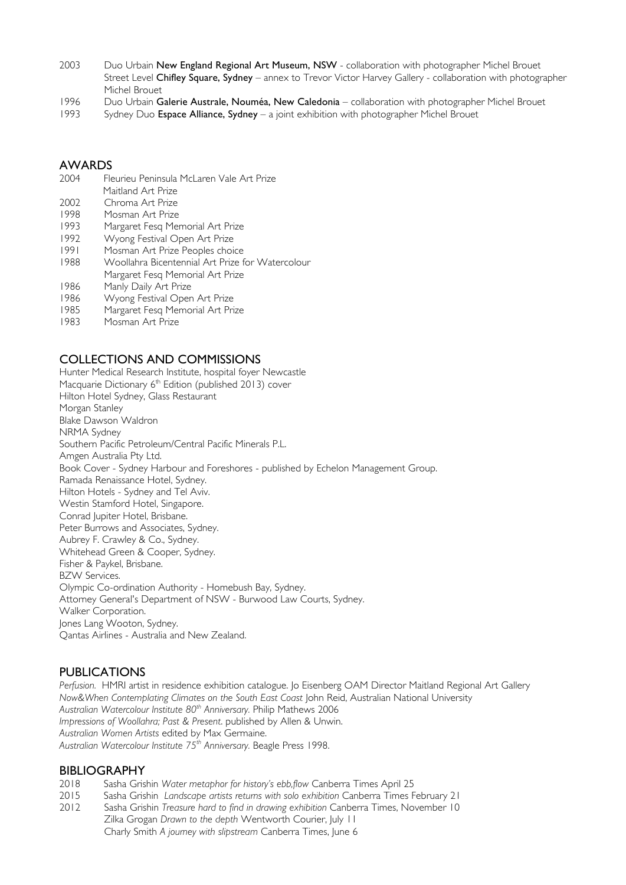2003 Duo Urbain **New England Regional Art Museum, NSW** - collaboration with photographer Michel Brouet
Street Level **Chifley Square, Sydney** – annex to Trevor Victor Harvey Gallery - collaboration with photographer Michel Brouet
1996 Duo Urbain **Galerie Australe, Nouméa, New Caledonia** – collaboration with photographer Michel Brouet
1993 Sydney Duo **Espace Alliance, Sydney** – a joint exhibition with photographer Michel Brouet

## AWARDS

2004 Fleurieu Peninsula McLaren Vale Art Prize
Maitland Art Prize
2002 Chroma Art Prize
1998 Mosman Art Prize
1993 Margaret Fesq Memorial Art Prize
1992 Wyong Festival Open Art Prize
1991 Mosman Art Prize Peoples choice
1988 Woollahra Bicentennial Art Prize for Watercolour
Margaret Fesq Memorial Art Prize
1986 Manly Daily Art Prize
1986 Wyong Festival Open Art Prize
1985 Margaret Fesq Memorial Art Prize
1983 Mosman Art Prize

## COLLECTIONS AND COMMISSIONS

Hunter Medical Research Institute, hospital foyer Newcastle
Macquarie Dictionary 6th Edition (published 2013) cover
Hilton Hotel Sydney, Glass Restaurant
Morgan Stanley
Blake Dawson Waldron
NRMA Sydney
Southern Pacific Petroleum/Central Pacific Minerals P.L.
Amgen Australia Pty Ltd.
Book Cover - Sydney Harbour and Foreshores - published by Echelon Management Group.
Ramada Renaissance Hotel, Sydney.
Hilton Hotels - Sydney and Tel Aviv.
Westin Stamford Hotel, Singapore.
Conrad Jupiter Hotel, Brisbane.
Peter Burrows and Associates, Sydney.
Aubrey F. Crawley & Co., Sydney.
Whitehead Green & Cooper, Sydney.
Fisher & Paykel, Brisbane.
BZW Services.
Olympic Co-ordination Authority - Homebush Bay, Sydney.
Attorney General's Department of NSW - Burwood Law Courts, Sydney.
Walker Corporation.
Jones Lang Wooton, Sydney.
Qantas Airlines - Australia and New Zealand.

## PUBLICATIONS

*Perfusion.* HMRI artist in residence exhibition catalogue. Jo Eisenberg OAM Director Maitland Regional Art Gallery
*Now&When Contemplating Climates on the South East Coast* John Reid, Australian National University
*Australian Watercolour Institute 80th Anniversary.* Philip Mathews 2006
*Impressions of Woollahra; Past & Present.* published by Allen & Unwin.
*Australian Women Artists* edited by Max Germaine.
*Australian Watercolour Institute 75th Anniversary.* Beagle Press 1998.

## BIBLIOGRAPHY

2018 Sasha Grishin *Water metaphor for history's ebb,flow* Canberra Times April 25
2015 Sasha Grishin *Landscape artists returns with solo exhibition* Canberra Times February 21
2012 Sasha Grishin *Treasure hard to find in drawing exhibition* Canberra Times, November 10
Zilka Grogan *Drawn to the depth* Wentworth Courier, July 11
Charly Smith *A journey with slipstream* Canberra Times, June 6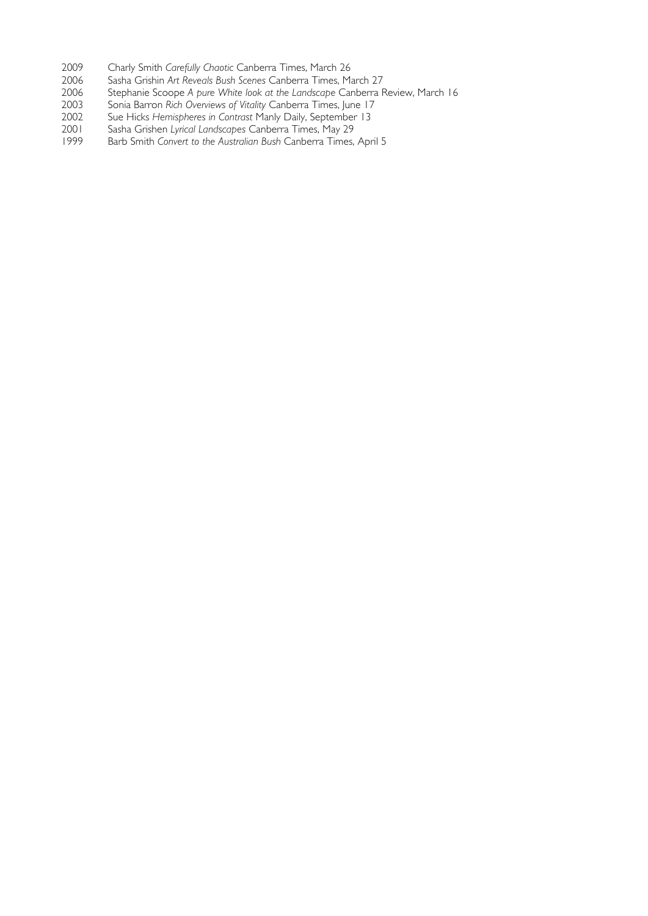2009 Charly Smith *Carefully Chaotic* Canberra Times, March 26
2006 Sasha Grishin *Art Reveals Bush Scenes* Canberra Times, March 27
2006 Stephanie Scoope *A pure White look at the Landscape* Canberra Review, March 16
2003 Sonia Barron *Rich Overviews of Vitality* Canberra Times, June 17
2002 Sue Hicks *Hemispheres in Contrast* Manly Daily, September 13
2001 Sasha Grishen *Lyrical Landscapes* Canberra Times, May 29
1999 Barb Smith *Convert to the Australian Bush* Canberra Times, April 5